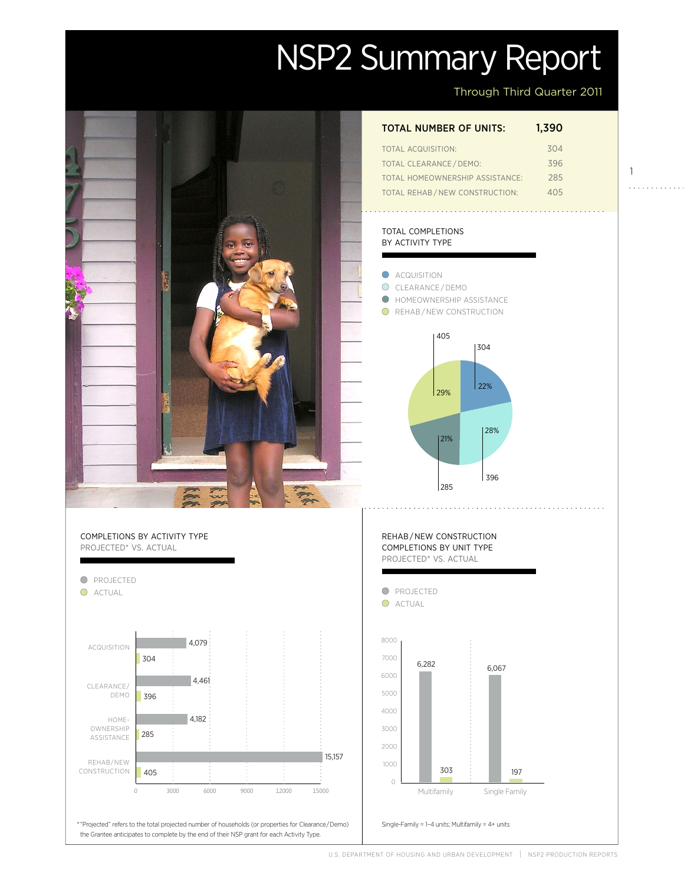# NSP2 Summary Report

Through Third Quarter 2011

| TOTAL NUMBER OF UNITS: | 1,390 |
|---|---|
| TOTAL ACQUISITION: | 304 |
| TOTAL CLEARANCE / DEMO: | 396 |
| TOTAL HOMEOWNERSHIP ASSISTANCE: | 285 |
| TOTAL REHAB / NEW CONSTRUCTION: | 405 |

## TOTAL COMPLETIONS BY ACTIVITY TYPE

| Activity Type | Completions | Percent |
|---|---|---|
| ACQUISITION | 304 | 22% |
| CLEARANCE / DEMO | 396 | 28% |
| HOMEOWNERSHIP ASSISTANCE | 285 | 21% |
| REHAB / NEW CONSTRUCTION | 405 | 29% |

## COMPLETIONS BY ACTIVITY TYPE PROJECTED* VS. ACTUAL

| Activity Type | Projected | Actual |
|---|---|---|
| ACQUISITION | 4,079 | 304 |
| CLEARANCE/ DEMO | 4,461 | 396 |
| HOME-OWNERSHIP ASSISTANCE | 4,182 | 285 |
| REHAB/NEW CONSTRUCTION | 15,157 | 405 |

*"Projected" refers to the total projected number of households (or properties for Clearance/Demo) the Grantee anticipates to complete by the end of their NSP grant for each Activity Type.

## REHAB / NEW CONSTRUCTION COMPLETIONS BY UNIT TYPE PROJECTED* VS. ACTUAL

| Unit Type | Projected | Actual |
|---|---|---|
| Multifamily | 6,282 | 303 |
| Single Family | 6,067 | 197 |

Single-Family = 1–4 units; Multifamily = 4+ units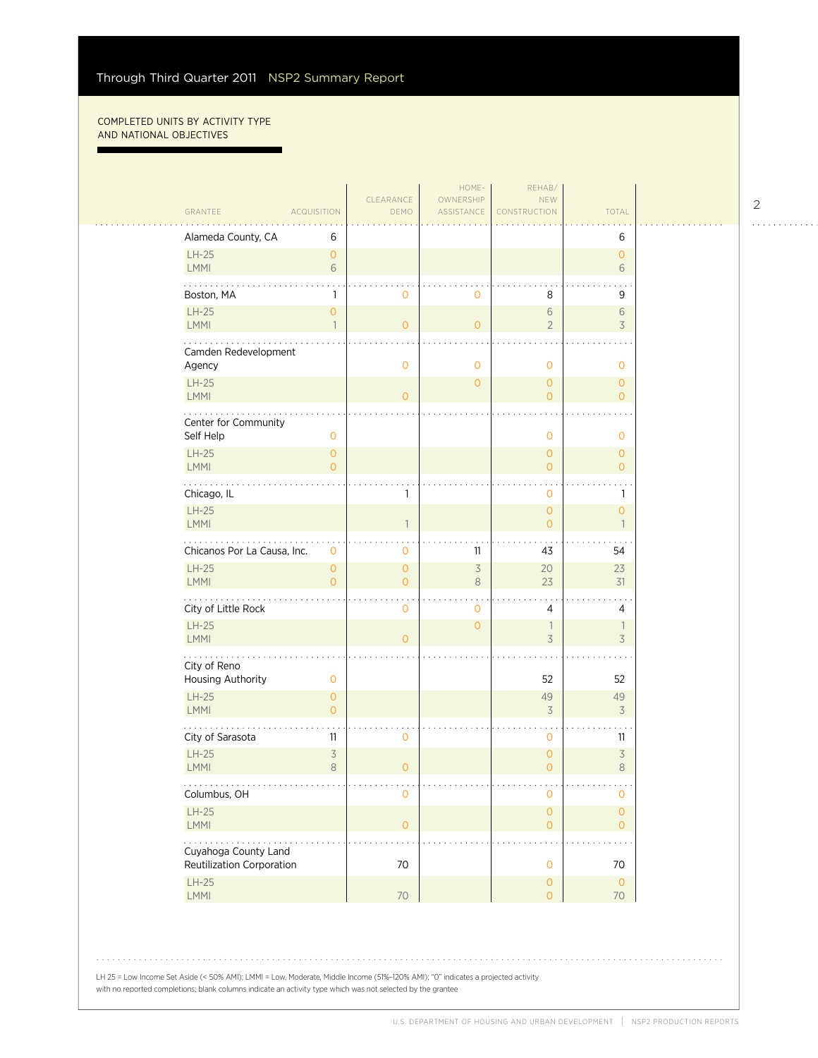Through Third Quarter 2011 NSP2 Summary Report

COMPLETED UNITS BY ACTIVITY TYPE AND NATIONAL OBJECTIVES

| GRANTEE | ACQUISITION | CLEARANCE DEMO | HOME-OWNERSHIP ASSISTANCE | REHAB/ NEW CONSTRUCTION | TOTAL |
|---|---|---|---|---|---|
| Alameda County, CA | 6 | | | | 6 |
| LH-25 | 0 | | | | 0 |
| LMMI | 6 | | | | 6 |
| Boston, MA | 1 | 0 | 0 | 8 | 9 |
| LH-25 | 0 | | | 6 | 6 |
| LMMI | 1 | 0 | 0 | 2 | 3 |
| Camden Redevelopment Agency | | 0 | 0 | 0 | 0 |
| LH-25 | | | 0 | 0 | 0 |
| LMMI | | 0 | | 0 | 0 |
| Center for Community Self Help | 0 | | | 0 | 0 |
| LH-25 | 0 | | | 0 | 0 |
| LMMI | 0 | | | 0 | 0 |
| Chicago, IL | | 1 | | 0 | 1 |
| LH-25 | | | | 0 | 0 |
| LMMI | | 1 | | 0 | 1 |
| Chicanos Por La Causa, Inc. | 0 | 0 | 11 | 43 | 54 |
| LH-25 | 0 | 0 | 3 | 20 | 23 |
| LMMI | 0 | 0 | 8 | 23 | 31 |
| City of Little Rock | | 0 | 0 | 4 | 4 |
| LH-25 | | | 0 | 1 | 1 |
| LMMI | | 0 | | 3 | 3 |
| City of Reno Housing Authority | 0 | | | 52 | 52 |
| LH-25 | 0 | | | 49 | 49 |
| LMMI | 0 | | | 3 | 3 |
| City of Sarasota | 11 | 0 | | 0 | 11 |
| LH-25 | 3 | | | 0 | 3 |
| LMMI | 8 | 0 | | 0 | 8 |
| Columbus, OH | | 0 | | 0 | 0 |
| LH-25 | | | | 0 | 0 |
| LMMI | | 0 | | 0 | 0 |
| Cuyahoga County Land Reutilization Corporation | | 70 | | 0 | 70 |
| LH-25 | | | | 0 | 0 |
| LMMI | | 70 | | 0 | 70 |

LH 25 = Low Income Set Aside (< 50% AMI); LMMI = Low, Moderate, Middle Income (51%–120% AMI); "0" indicates a projected activity with no reported completions; blank columns indicate an activity type which was not selected by the grantee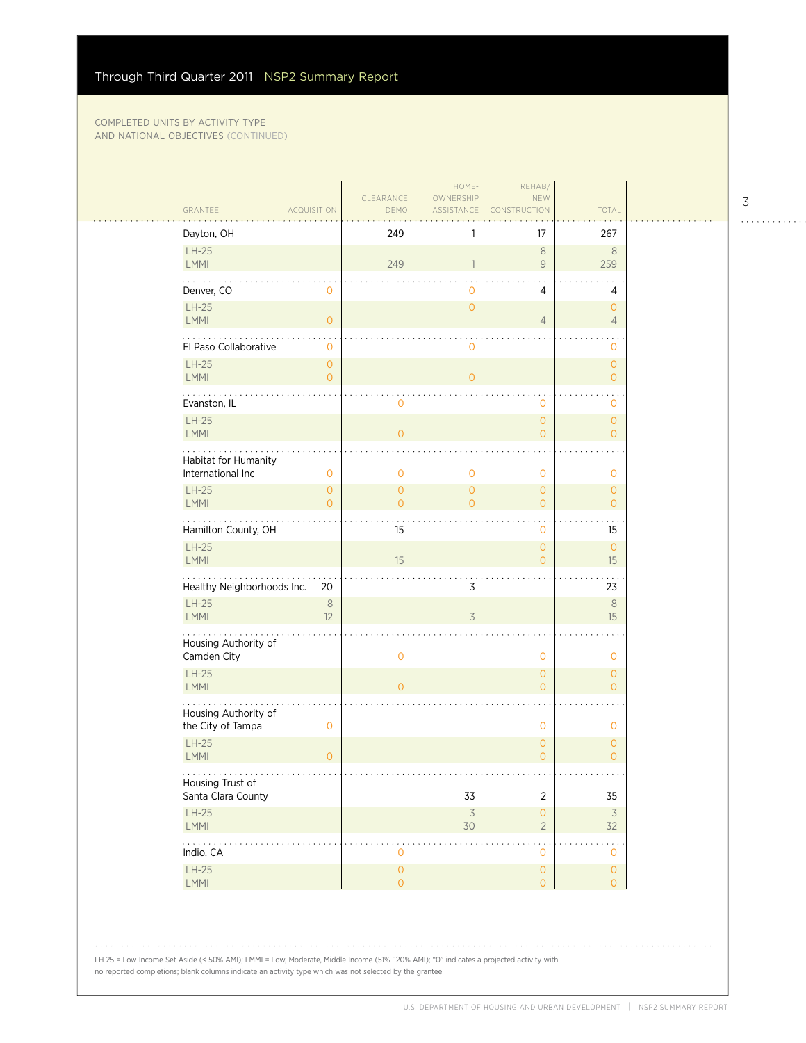COMPLETED UNITS BY ACTIVITY TYPE AND NATIONAL OBJECTIVES (CONTINUED)

| GRANTEE | ACQUISITION | CLEARANCE DEMO | HOME-OWNERSHIP ASSISTANCE | REHAB/ NEW CONSTRUCTION | TOTAL |
|---|---|---|---|---|---|
| Dayton, OH | | 249 | 1 | 17 | 267 |
| LH-25 | | | | 8 | 8 |
| LMMI | | 249 | 1 | 9 | 259 |
| Denver, CO | 0 | | 0 | 4 | 4 |
| LH-25 | | | 0 | | 0 |
| LMMI | 0 | | | 4 | 4 |
| El Paso Collaborative | 0 | | 0 | | 0 |
| LH-25 | 0 | | | | 0 |
| LMMI | 0 | | 0 | | 0 |
| Evanston, IL | | 0 | | 0 | 0 |
| LH-25 | | | | 0 | 0 |
| LMMI | | 0 | | 0 | 0 |
| Habitat for Humanity International Inc | 0 | 0 | 0 | 0 | 0 |
| LH-25 | 0 | 0 | 0 | 0 | 0 |
| LMMI | 0 | 0 | 0 | 0 | 0 |
| Hamilton County, OH | | 15 | | 0 | 15 |
| LH-25 | | | | 0 | 0 |
| LMMI | | 15 | | 0 | 15 |
| Healthy Neighborhoods Inc. | 20 | | 3 | | 23 |
| LH-25 | 8 | | | | 8 |
| LMMI | 12 | | 3 | | 15 |
| Housing Authority of Camden City | | 0 | | 0 | 0 |
| LH-25 | | | | 0 | 0 |
| LMMI | | 0 | | 0 | 0 |
| Housing Authority of the City of Tampa | 0 | | | 0 | 0 |
| LH-25 | | | | 0 | 0 |
| LMMI | 0 | | | 0 | 0 |
| Housing Trust of Santa Clara County | | | 33 | 2 | 35 |
| LH-25 | | | 3 | 0 | 3 |
| LMMI | | | 30 | 2 | 32 |
| Indio, CA | | 0 | | 0 | 0 |
| LH-25 | | 0 | | 0 | 0 |
| LMMI | | 0 | | 0 | 0 |

LH 25 = Low Income Set Aside (< 50% AMI); LMMI = Low, Moderate, Middle Income (51%–120% AMI); "0" indicates a projected activity with no reported completions; blank columns indicate an activity type which was not selected by the grantee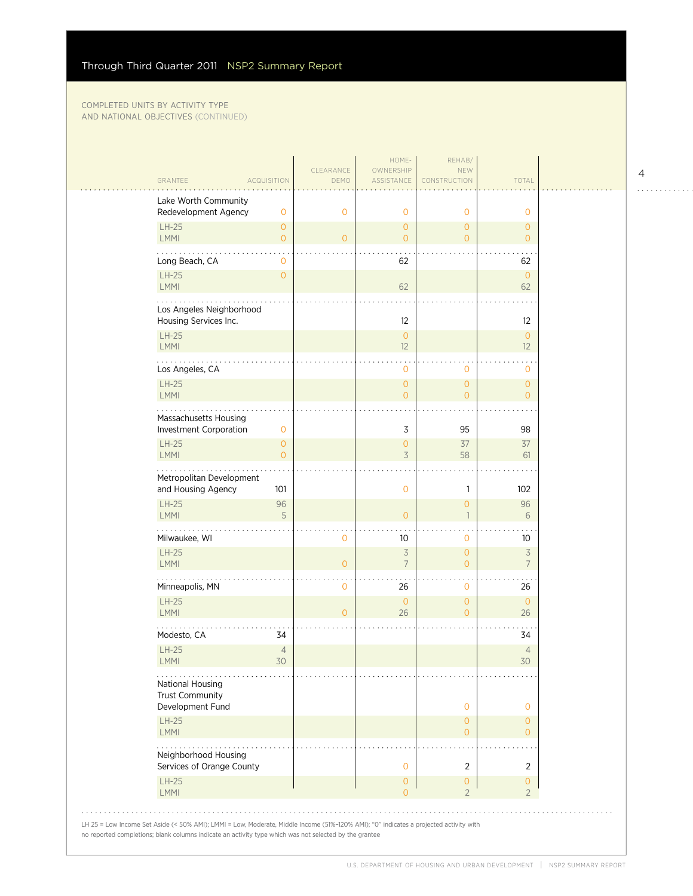Through Third Quarter 2011 NSP2 Summary Report

COMPLETED UNITS BY ACTIVITY TYPE
AND NATIONAL OBJECTIVES (CONTINUED)

| GRANTEE | ACQUISITION | CLEARANCE DEMO | HOME-OWNERSHIP ASSISTANCE | REHAB/ NEW CONSTRUCTION | TOTAL |
|---|---|---|---|---|---|
| Lake Worth Community Redevelopment Agency | 0 | 0 | 0 | 0 | 0 |
| LH-25 | 0 | | 0 | 0 | 0 |
| LMMI | 0 | 0 | 0 | 0 | 0 |
| Long Beach, CA | 0 | | 62 | | 62 |
| LH-25 | 0 | | | | 0 |
| LMMI | | | 62 | | 62 |
| Los Angeles Neighborhood Housing Services Inc. | | | 12 | | 12 |
| LH-25 | | | 0 | | 0 |
| LMMI | | | 12 | | 12 |
| Los Angeles, CA | | | 0 | 0 | 0 |
| LH-25 | | | 0 | 0 | 0 |
| LMMI | | | 0 | 0 | 0 |
| Massachusetts Housing Investment Corporation | 0 | | 3 | 95 | 98 |
| LH-25 | 0 | | 0 | 37 | 37 |
| LMMI | 0 | | 3 | 58 | 61 |
| Metropolitan Development and Housing Agency | 101 | | 0 | 1 | 102 |
| LH-25 | 96 | | | 0 | 96 |
| LMMI | 5 | | 0 | 1 | 6 |
| Milwaukee, WI | | 0 | 10 | 0 | 10 |
| LH-25 | | | 3 | 0 | 3 |
| LMMI | | 0 | 7 | 0 | 7 |
| Minneapolis, MN | | 0 | 26 | 0 | 26 |
| LH-25 | | | 0 | 0 | 0 |
| LMMI | | 0 | 26 | 0 | 26 |
| Modesto, CA | 34 | | | | 34 |
| LH-25 | 4 | | | | 4 |
| LMMI | 30 | | | | 30 |
| National Housing Trust Community Development Fund | | | | 0 | 0 |
| LH-25 | | | | 0 | 0 |
| LMMI | | | | 0 | 0 |
| Neighborhood Housing Services of Orange County | | | 0 | 2 | 2 |
| LH-25 | | | 0 | 0 | 0 |
| LMMI | | | 0 | 2 | 2 |

LH 25 = Low Income Set Aside (< 50% AMI); LMMI = Low, Moderate, Middle Income (51%–120% AMI); "0" indicates a projected activity with no reported completions; blank columns indicate an activity type which was not selected by the grantee

U.S. DEPARTMENT OF HOUSING AND URBAN DEVELOPMENT | NSP2 SUMMARY REPORT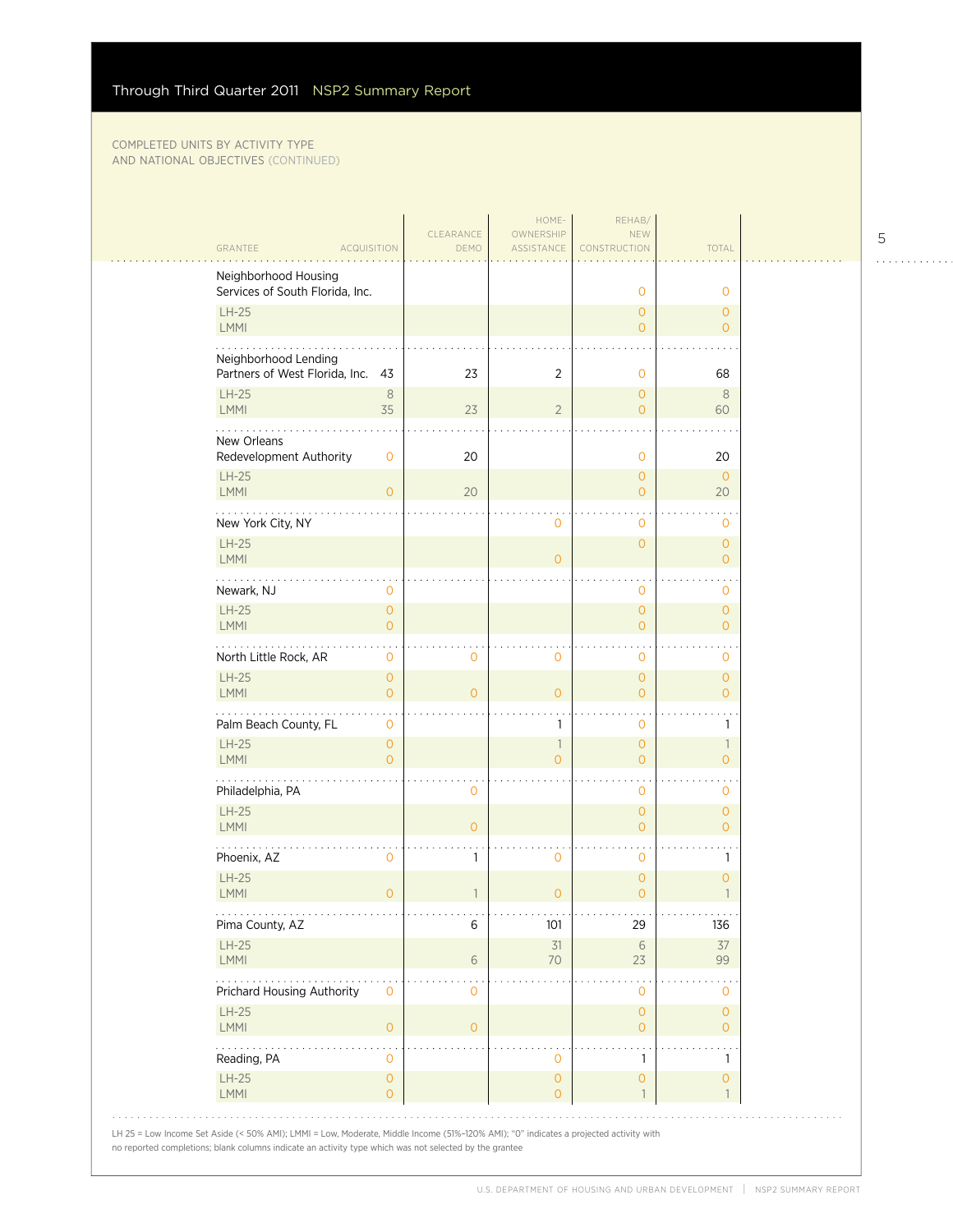COMPLETED UNITS BY ACTIVITY TYPE AND NATIONAL OBJECTIVES (CONTINUED)

| GRANTEE | ACQUISITION | CLEARANCE DEMO | HOME-OWNERSHIP ASSISTANCE | REHAB/ NEW CONSTRUCTION | TOTAL |
|---|---|---|---|---|---|
| Neighborhood Housing Services of South Florida, Inc. | | | | 0 | 0 |
| LH-25 | | | | 0 | 0 |
| LMMI | | | | 0 | 0 |
| Neighborhood Lending Partners of West Florida, Inc. | 43 | 23 | 2 | 0 | 68 |
| LH-25 | 8 | | | 0 | 8 |
| LMMI | 35 | 23 | 2 | 0 | 60 |
| New Orleans Redevelopment Authority | 0 | 20 | | 0 | 20 |
| LH-25 | | | | 0 | 0 |
| LMMI | 0 | 20 | | 0 | 20 |
| New York City, NY | | | 0 | 0 | 0 |
| LH-25 | | | | 0 | 0 |
| LMMI | | | 0 | | 0 |
| Newark, NJ | 0 | | | 0 | 0 |
| LH-25 | 0 | | | 0 | 0 |
| LMMI | 0 | | | 0 | 0 |
| North Little Rock, AR | 0 | 0 | 0 | 0 | 0 |
| LH-25 | 0 | | | 0 | 0 |
| LMMI | 0 | 0 | 0 | 0 | 0 |
| Palm Beach County, FL | 0 | | 1 | 0 | 1 |
| LH-25 | 0 | | 1 | 0 | 1 |
| LMMI | 0 | | 0 | 0 | 0 |
| Philadelphia, PA | | 0 | | 0 | 0 |
| LH-25 | | | | 0 | 0 |
| LMMI | | 0 | | 0 | 0 |
| Phoenix, AZ | 0 | 1 | 0 | 0 | 1 |
| LH-25 | | | | 0 | 0 |
| LMMI | 0 | 1 | 0 | 0 | 1 |
| Pima County, AZ | | 6 | 101 | 29 | 136 |
| LH-25 | | | 31 | 6 | 37 |
| LMMI | | 6 | 70 | 23 | 99 |
| Prichard Housing Authority | 0 | 0 | | 0 | 0 |
| LH-25 | | | | 0 | 0 |
| LMMI | 0 | 0 | | 0 | 0 |
| Reading, PA | 0 | | 0 | 1 | 1 |
| LH-25 | 0 | | 0 | 0 | 0 |
| LMMI | 0 | | 0 | 1 | 1 |

LH 25 = Low Income Set Aside (< 50% AMI); LMMI = Low, Moderate, Middle Income (51%–120% AMI); "0" indicates a projected activity with no reported completions; blank columns indicate an activity type which was not selected by the grantee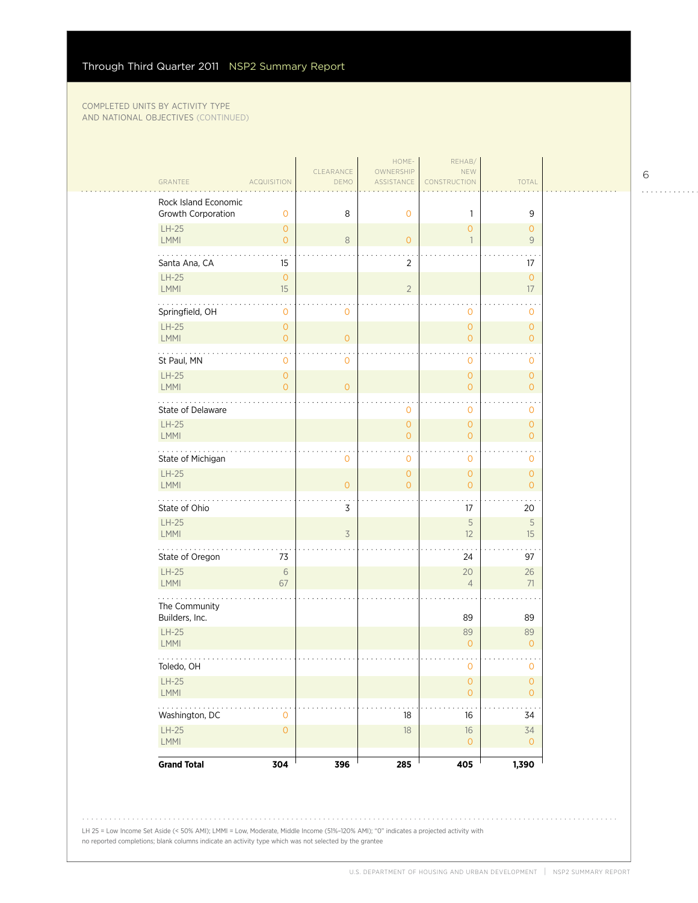COMPLETED UNITS BY ACTIVITY TYPE AND NATIONAL OBJECTIVES (CONTINUED)

| GRANTEE | ACQUISITION | CLEARANCE DEMO | HOME-OWNERSHIP ASSISTANCE | REHAB/ NEW CONSTRUCTION | TOTAL |
|---|---|---|---|---|---|
| Rock Island Economic Growth Corporation | 0 | 8 | 0 | 1 | 9 |
| LH-25 | 0 | | | 0 | 0 |
| LMMI | 0 | 8 | 0 | 1 | 9 |
| Santa Ana, CA | 15 | | 2 | | 17 |
| LH-25 | 0 | | | | 0 |
| LMMI | 15 | | 2 | | 17 |
| Springfield, OH | 0 | 0 | | 0 | 0 |
| LH-25 | 0 | | | 0 | 0 |
| LMMI | 0 | 0 | | 0 | 0 |
| St Paul, MN | 0 | 0 | | 0 | 0 |
| LH-25 | 0 | | | 0 | 0 |
| LMMI | 0 | 0 | | 0 | 0 |
| State of Delaware | | | 0 | 0 | 0 |
| LH-25 | | | 0 | 0 | 0 |
| LMMI | | | 0 | 0 | 0 |
| State of Michigan | | 0 | 0 | 0 | 0 |
| LH-25 | | | 0 | 0 | 0 |
| LMMI | | 0 | 0 | 0 | 0 |
| State of Ohio | | 3 | | 17 | 20 |
| LH-25 | | | | 5 | 5 |
| LMMI | | 3 | | 12 | 15 |
| State of Oregon | 73 | | | 24 | 97 |
| LH-25 | 6 | | | 20 | 26 |
| LMMI | 67 | | | 4 | 71 |
| The Community Builders, Inc. | | | | 89 | 89 |
| LH-25 | | | | 89 | 89 |
| LMMI | | | | 0 | 0 |
| Toledo, OH | | | | 0 | 0 |
| LH-25 | | | | 0 | 0 |
| LMMI | | | | 0 | 0 |
| Washington, DC | 0 | | 18 | 16 | 34 |
| LH-25 | 0 | | 18 | 16 | 34 |
| LMMI | | | | 0 | 0 |
| **Grand Total** | **304** | **396** | **285** | **405** | **1,390** |

LH 25 = Low Income Set Aside (< 50% AMI); LMMI = Low, Moderate, Middle Income (51%–120% AMI); "0" indicates a projected activity with no reported completions; blank columns indicate an activity type which was not selected by the grantee